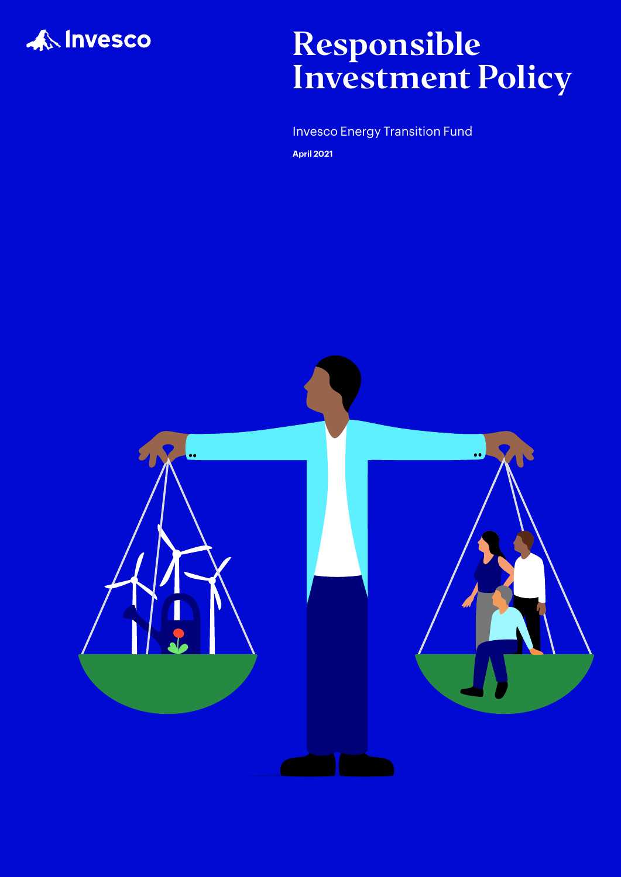Invesco

# Responsible Investment Policy

Invesco Energy Transition Fund

**April 2021**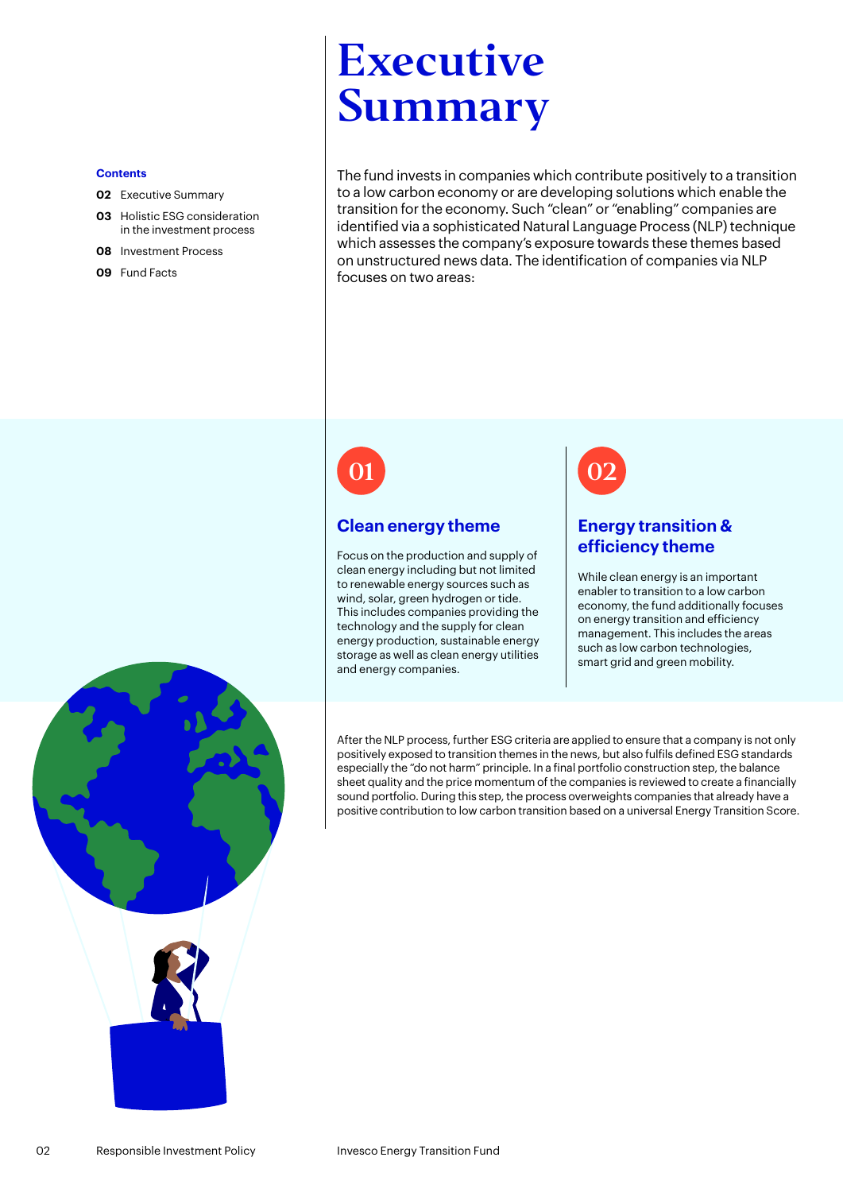# Executive Summary

**Contents**

- **02** Executive Summary
- **03** Holistic ESG consideration in the investment process
- **08** Investment Process
- **09** Fund Facts

The fund invests in companies which contribute positively to a transition to a low carbon economy or are developing solutions which enable the transition for the economy. Such "clean" or "enabling" companies are identified via a sophisticated Natural Language Process (NLP) technique which assesses the company's exposure towards these themes based on unstructured news data. The identification of companies via NLP focuses on two areas:

**01**

## Clean energy theme

Focus on the production and supply of clean energy including but not limited to renewable energy sources such as wind, solar, green hydrogen or tide. This includes companies providing the technology and the supply for clean energy production, sustainable energy storage as well as clean energy utilities and energy companies.

**02**

## Energy transition & efficiency theme

While clean energy is an important enabler to transition to a low carbon economy, the fund additionally focuses on energy transition and efficiency management. This includes the areas such as low carbon technologies, smart grid and green mobility.

After the NLP process, further ESG criteria are applied to ensure that a company is not only positively exposed to transition themes in the news, but also fulfils defined ESG standards especially the "do not harm" principle. In a final portfolio construction step, the balance sheet quality and the price momentum of the companies is reviewed to create a financially sound portfolio. During this step, the process overweights companies that already have a positive contribution to low carbon transition based on a universal Energy Transition Score.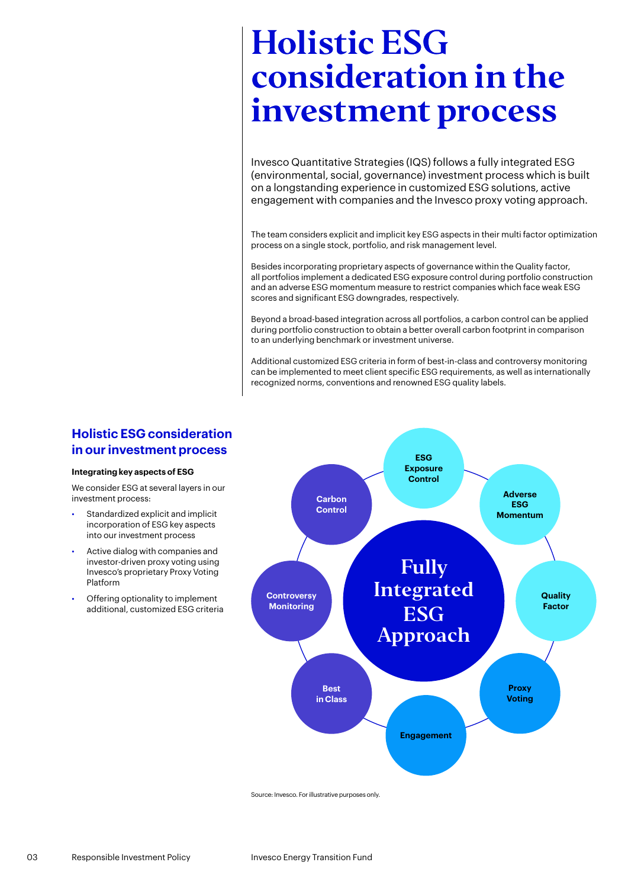# Holistic ESG consideration in the investment process

Invesco Quantitative Strategies (IQS) follows a fully integrated ESG (environmental, social, governance) investment process which is built on a longstanding experience in customized ESG solutions, active engagement with companies and the Invesco proxy voting approach.

The team considers explicit and implicit key ESG aspects in their multi factor optimization process on a single stock, portfolio, and risk management level.

Besides incorporating proprietary aspects of governance within the Quality factor, all portfolios implement a dedicated ESG exposure control during portfolio construction and an adverse ESG momentum measure to restrict companies which face weak ESG scores and significant ESG downgrades, respectively.

Beyond a broad-based integration across all portfolios, a carbon control can be applied during portfolio construction to obtain a better overall carbon footprint in comparison to an underlying benchmark or investment universe.

Additional customized ESG criteria in form of best-in-class and controversy monitoring can be implemented to meet client specific ESG requirements, as well as internationally recognized norms, conventions and renowned ESG quality labels.

## Holistic ESG consideration in our investment process

**Integrating key aspects of ESG**

We consider ESG at several layers in our investment process:

- Standardized explicit and implicit incorporation of ESG key aspects into our investment process
- Active dialog with companies and investor-driven proxy voting using Invesco's proprietary Proxy Voting Platform
- Offering optionality to implement additional, customized ESG criteria

Fully Integrated ESG Approach

- ESG Exposure Control
- Adverse ESG Momentum
- Quality Factor
- Proxy Voting
- Engagement
- Best in Class
- Controversy Monitoring
- Carbon Control

Source: Invesco. For illustrative purposes only.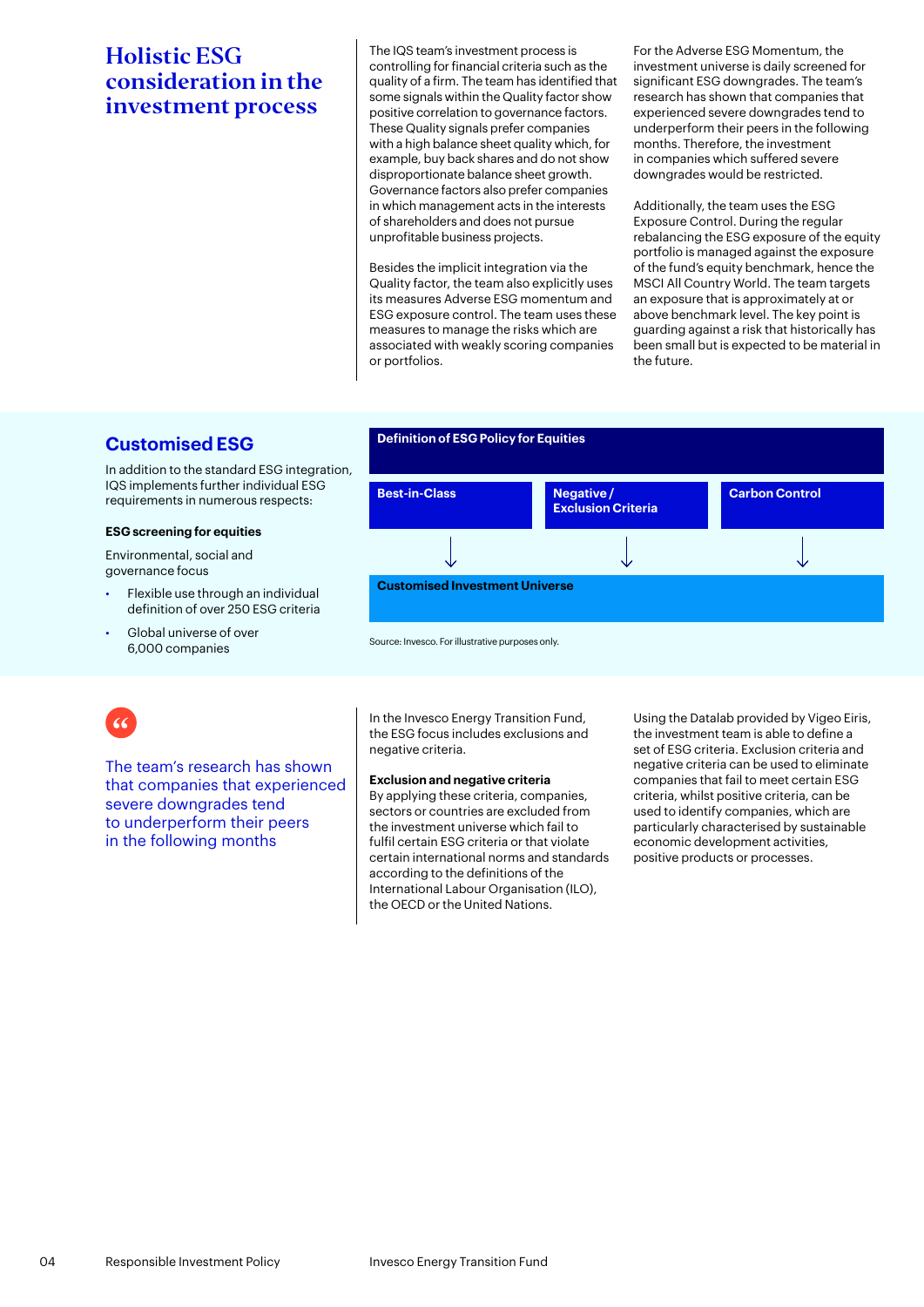# Holistic ESG consideration in the investment process

The IQS team's investment process is controlling for financial criteria such as the quality of a firm. The team has identified that some signals within the Quality factor show positive correlation to governance factors. These Quality signals prefer companies with a high balance sheet quality which, for example, buy back shares and do not show disproportionate balance sheet growth. Governance factors also prefer companies in which management acts in the interests of shareholders and does not pursue unprofitable business projects.

Besides the implicit integration via the Quality factor, the team also explicitly uses its measures Adverse ESG momentum and ESG exposure control. The team uses these measures to manage the risks which are associated with weakly scoring companies or portfolios.

For the Adverse ESG Momentum, the investment universe is daily screened for significant ESG downgrades. The team's research has shown that companies that experienced severe downgrades tend to underperform their peers in the following months. Therefore, the investment in companies which suffered severe downgrades would be restricted.

Additionally, the team uses the ESG Exposure Control. During the regular rebalancing the ESG exposure of the equity portfolio is managed against the exposure of the fund's equity benchmark, hence the MSCI All Country World. The team targets an exposure that is approximately at or above benchmark level. The key point is guarding against a risk that historically has been small but is expected to be material in the future.

## Customised ESG

In addition to the standard ESG integration, IQS implements further individual ESG requirements in numerous respects:

**ESG screening for equities**

Environmental, social and governance focus

- Flexible use through an individual definition of over 250 ESG criteria
- Global universe of over 6,000 companies

**Definition of ESG Policy for Equities**

**Best-in-Class** → **Negative / Exclusion Criteria** → **Carbon Control**

↓

**Customised Investment Universe**

Source: Invesco. For illustrative purposes only.

> The team's research has shown that companies that experienced severe downgrades tend to underperform their peers in the following months

In the Invesco Energy Transition Fund, the ESG focus includes exclusions and negative criteria.

**Exclusion and negative criteria**

By applying these criteria, companies, sectors or countries are excluded from the investment universe which fail to fulfil certain ESG criteria or that violate certain international norms and standards according to the definitions of the International Labour Organisation (ILO), the OECD or the United Nations.

Using the Datalab provided by Vigeo Eiris, the investment team is able to define a set of ESG criteria. Exclusion criteria and negative criteria can be used to eliminate companies that fail to meet certain ESG criteria, whilst positive criteria, can be used to identify companies, which are particularly characterised by sustainable economic development activities, positive products or processes.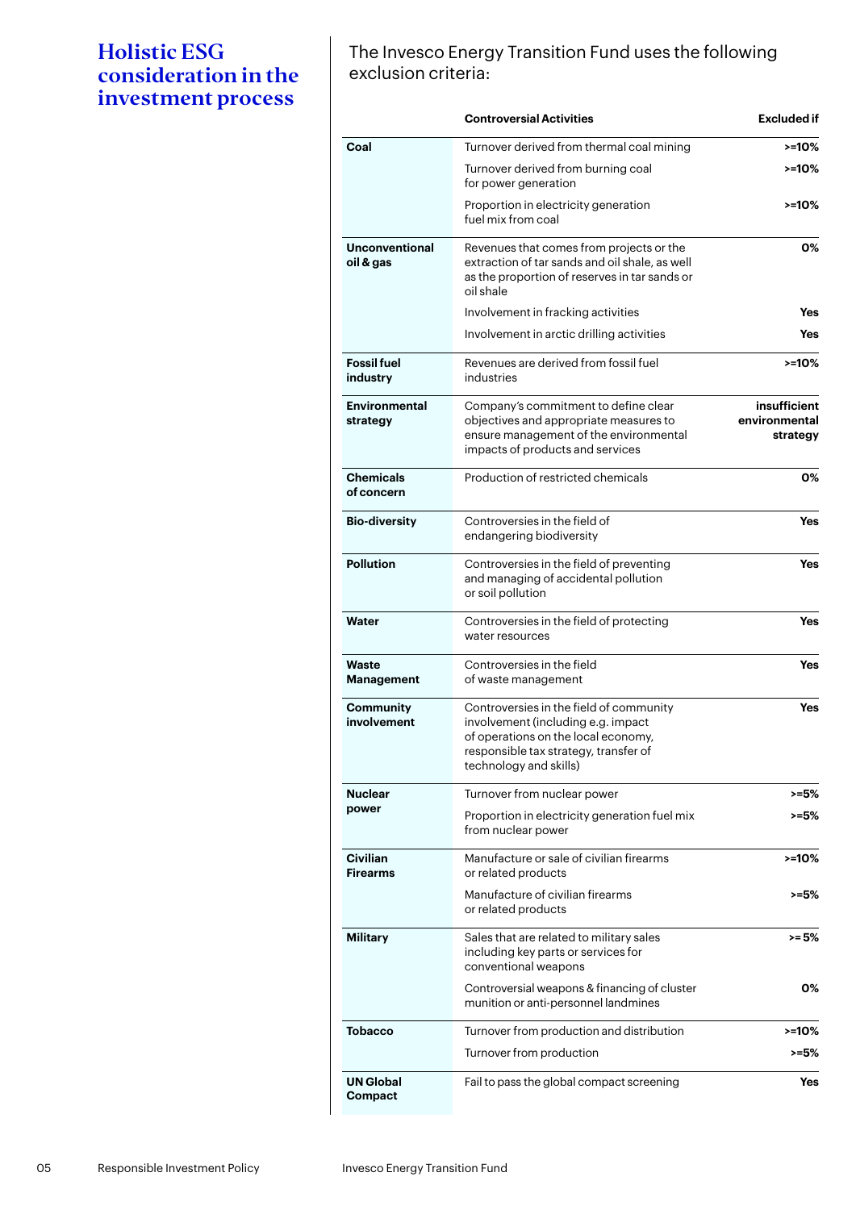# Holistic ESG consideration in the investment process

The Invesco Energy Transition Fund uses the following exclusion criteria:

| | Controversial Activities | Excluded if |
|---|---|---|
| **Coal** | Turnover derived from thermal coal mining | **>=10%** |
| | Turnover derived from burning coal for power generation | **>=10%** |
| | Proportion in electricity generation fuel mix from coal | **>=10%** |
| **Unconventional oil & gas** | Revenues that comes from projects or the extraction of tar sands and oil shale, as well as the proportion of reserves in tar sands or oil shale | **0%** |
| | Involvement in fracking activities | **Yes** |
| | Involvement in arctic drilling activities | **Yes** |
| **Fossil fuel industry** | Revenues are derived from fossil fuel industries | **>=10%** |
| **Environmental strategy** | Company's commitment to define clear objectives and appropriate measures to ensure management of the environmental impacts of products and services | **insufficient environmental strategy** |
| **Chemicals of concern** | Production of restricted chemicals | **0%** |
| **Bio-diversity** | Controversies in the field of endangering biodiversity | **Yes** |
| **Pollution** | Controversies in the field of preventing and managing of accidental pollution or soil pollution | **Yes** |
| **Water** | Controversies in the field of protecting water resources | **Yes** |
| **Waste Management** | Controversies in the field of waste management | **Yes** |
| **Community involvement** | Controversies in the field of community involvement (including e.g. impact of operations on the local economy, responsible tax strategy, transfer of technology and skills) | **Yes** |
| **Nuclear power** | Turnover from nuclear power | **>=5%** |
| | Proportion in electricity generation fuel mix from nuclear power | **>=5%** |
| **Civilian Firearms** | Manufacture or sale of civilian firearms or related products | **>=10%** |
| | Manufacture of civilian firearms or related products | **>=5%** |
| **Military** | Sales that are related to military sales including key parts or services for conventional weapons | **>= 5%** |
| | Controversial weapons & financing of cluster munition or anti-personnel landmines | **0%** |
| **Tobacco** | Turnover from production and distribution | **>=10%** |
| | Turnover from production | **>=5%** |
| **UN Global Compact** | Fail to pass the global compact screening | **Yes** |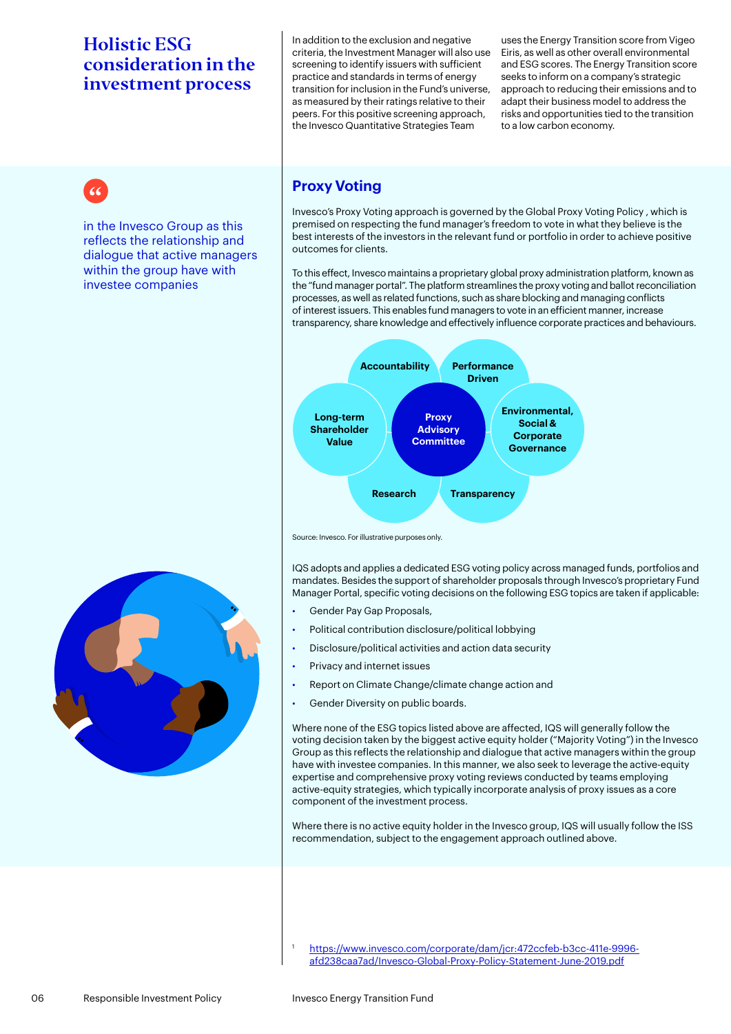# Holistic ESG consideration in the investment process

In addition to the exclusion and negative criteria, the Investment Manager will also use screening to identify issuers with sufficient practice and standards in terms of energy transition for inclusion in the Fund's universe, as measured by their ratings relative to their peers. For this positive screening approach, the Invesco Quantitative Strategies Team uses the Energy Transition score from Vigeo Eiris, as well as other overall environmental and ESG scores. The Energy Transition score seeks to inform on a company's strategic approach to reducing their emissions and to adapt their business model to address the risks and opportunities tied to the transition to a low carbon economy.

> in the Invesco Group as this reflects the relationship and dialogue that active managers within the group have with investee companies

## Proxy Voting

Invesco's Proxy Voting approach is governed by the Global Proxy Voting Policy , which is premised on respecting the fund manager's freedom to vote in what they believe is the best interests of the investors in the relevant fund or portfolio in order to achieve positive outcomes for clients.

To this effect, Invesco maintains a proprietary global proxy administration platform, known as the "fund manager portal". The platform streamlines the proxy voting and ballot reconciliation processes, as well as related functions, such as share blocking and managing conflicts of interest issuers. This enables fund managers to vote in an efficient manner, increase transparency, share knowledge and effectively influence corporate practices and behaviours.

Proxy Advisory Committee: Accountability; Performance Driven; Environmental, Social & Corporate Governance; Transparency; Research; Long-term Shareholder Value

Source: Invesco. For illustrative purposes only.

IQS adopts and applies a dedicated ESG voting policy across managed funds, portfolios and mandates. Besides the support of shareholder proposals through Invesco's proprietary Fund Manager Portal, specific voting decisions on the following ESG topics are taken if applicable:

- Gender Pay Gap Proposals,
- Political contribution disclosure/political lobbying
- Disclosure/political activities and action data security
- Privacy and internet issues
- Report on Climate Change/climate change action and
- Gender Diversity on public boards.

Where none of the ESG topics listed above are affected, IQS will generally follow the voting decision taken by the biggest active equity holder ("Majority Voting") in the Invesco Group as this reflects the relationship and dialogue that active managers within the group have with investee companies. In this manner, we also seek to leverage the active-equity expertise and comprehensive proxy voting reviews conducted by teams employing active-equity strategies, which typically incorporate analysis of proxy issues as a core component of the investment process.

Where there is no active equity holder in the Invesco group, IQS will usually follow the ISS recommendation, subject to the engagement approach outlined above.

[1] https://www.invesco.com/corporate/dam/jcr:472ccfeb-b3cc-411e-9996-afd238caa7ad/Invesco-Global-Proxy-Policy-Statement-June-2019.pdf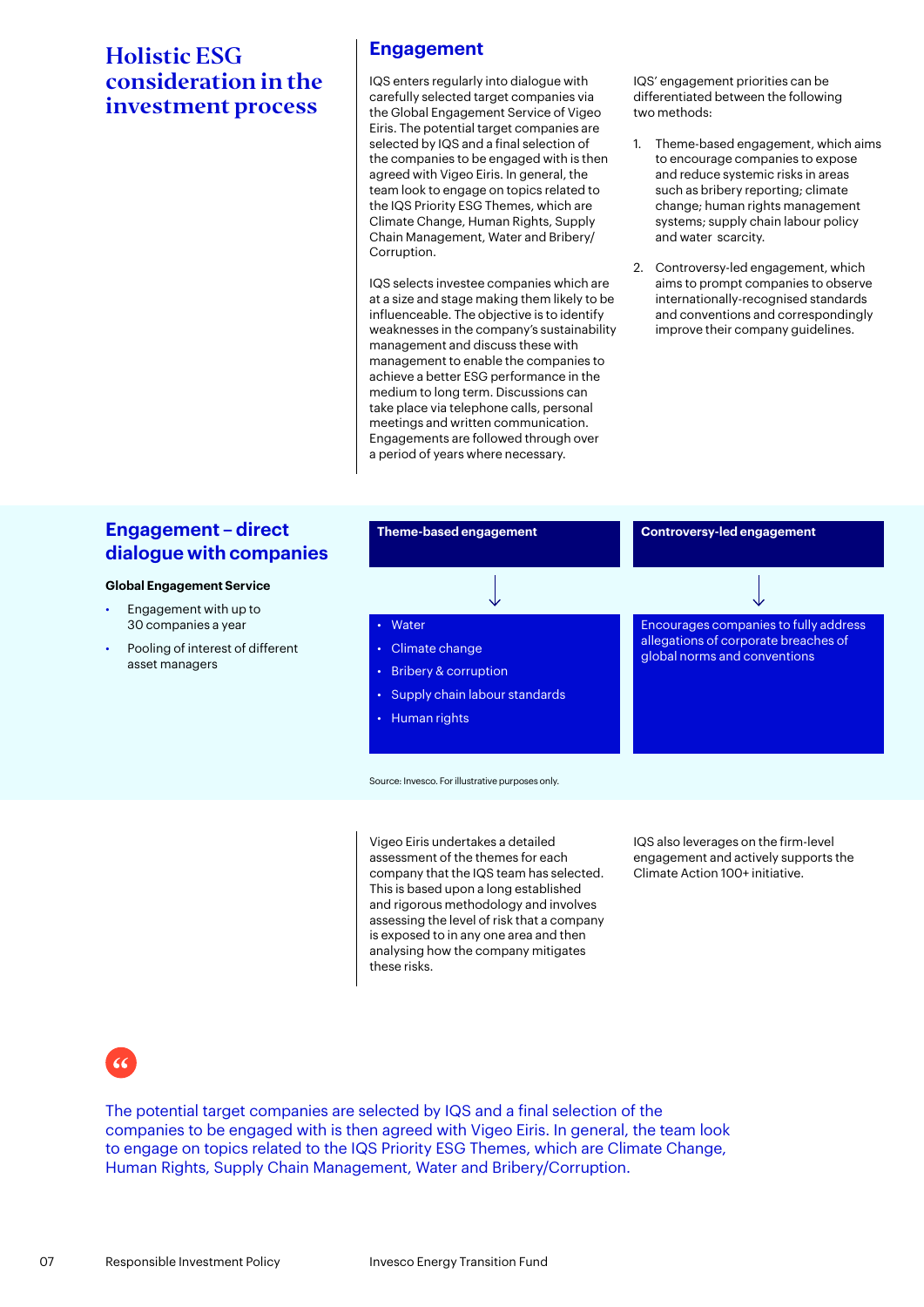# Holistic ESG consideration in the investment process

## Engagement

IQS enters regularly into dialogue with carefully selected target companies via the Global Engagement Service of Vigeo Eiris. The potential target companies are selected by IQS and a final selection of the companies to be engaged with is then agreed with Vigeo Eiris. In general, the team look to engage on topics related to the IQS Priority ESG Themes, which are Climate Change, Human Rights, Supply Chain Management, Water and Bribery/ Corruption.

IQS selects investee companies which are at a size and stage making them likely to be influenceable. The objective is to identify weaknesses in the company's sustainability management and discuss these with management to enable the companies to achieve a better ESG performance in the medium to long term. Discussions can take place via telephone calls, personal meetings and written communication. Engagements are followed through over a period of years where necessary.

IQS' engagement priorities can be differentiated between the following two methods:

1. Theme-based engagement, which aims to encourage companies to expose and reduce systemic risks in areas such as bribery reporting; climate change; human rights management systems; supply chain labour policy and water scarcity.
2. Controversy-led engagement, which aims to prompt companies to observe internationally-recognised standards and conventions and correspondingly improve their company guidelines.

## Engagement – direct dialogue with companies

**Global Engagement Service**

- Engagement with up to 30 companies a year
- Pooling of interest of different asset managers

| Theme-based engagement | Controversy-led engagement |
| --- | --- |
| ↓ | ↓ |
| • Water<br>• Climate change<br>• Bribery & corruption<br>• Supply chain labour standards<br>• Human rights | Encourages companies to fully address allegations of corporate breaches of global norms and conventions |

Source: Invesco. For illustrative purposes only.

Vigeo Eiris undertakes a detailed assessment of the themes for each company that the IQS team has selected. This is based upon a long established and rigorous methodology and involves assessing the level of risk that a company is exposed to in any one area and then analysing how the company mitigates these risks.

IQS also leverages on the firm-level engagement and actively supports the Climate Action 100+ initiative.

> The potential target companies are selected by IQS and a final selection of the companies to be engaged with is then agreed with Vigeo Eiris. In general, the team look to engage on topics related to the IQS Priority ESG Themes, which are Climate Change, Human Rights, Supply Chain Management, Water and Bribery/Corruption.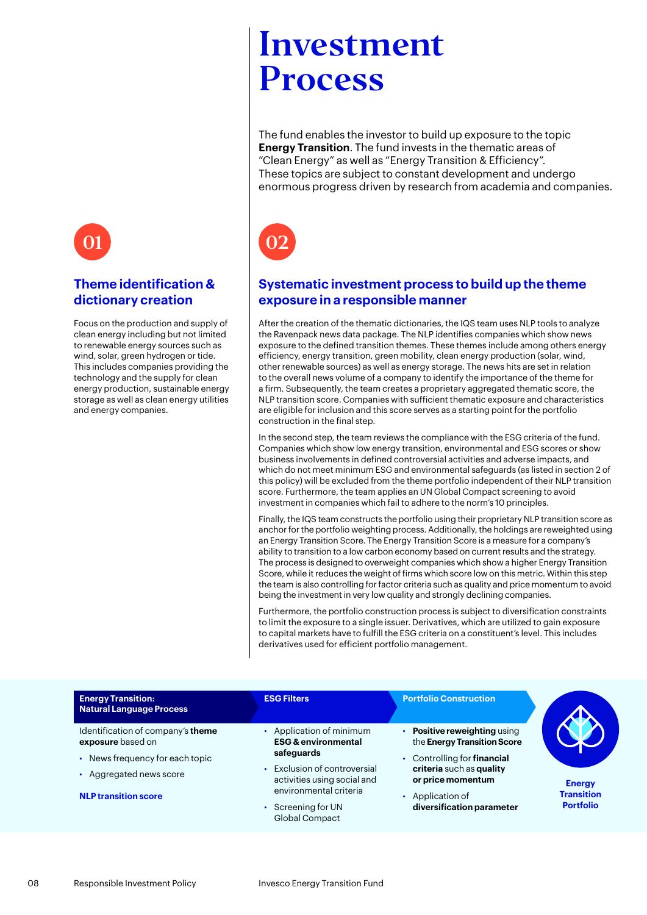# Investment Process

The fund enables the investor to build up exposure to the topic **Energy Transition**. The fund invests in the thematic areas of "Clean Energy" as well as "Energy Transition & Efficiency". These topics are subject to constant development and undergo enormous progress driven by research from academia and companies.

## 01

### Theme identification & dictionary creation

Focus on the production and supply of clean energy including but not limited to renewable energy sources such as wind, solar, green hydrogen or tide. This includes companies providing the technology and the supply for clean energy production, sustainable energy storage as well as clean energy utilities and energy companies.

## 02

### Systematic investment process to build up the theme exposure in a responsible manner

After the creation of the thematic dictionaries, the IQS team uses NLP tools to analyze the Ravenpack news data package. The NLP identifies companies which show news exposure to the defined transition themes. These themes include among others energy efficiency, energy transition, green mobility, clean energy production (solar, wind, other renewable sources) as well as energy storage. The news hits are set in relation to the overall news volume of a company to identify the importance of the theme for a firm. Subsequently, the team creates a proprietary aggregated thematic score, the NLP transition score. Companies with sufficient thematic exposure and characteristics are eligible for inclusion and this score serves as a starting point for the portfolio construction in the final step.

In the second step, the team reviews the compliance with the ESG criteria of the fund. Companies which show low energy transition, environmental and ESG scores or show business involvements in defined controversial activities and adverse impacts, and which do not meet minimum ESG and environmental safeguards (as listed in section 2 of this policy) will be excluded from the theme portfolio independent of their NLP transition score. Furthermore, the team applies an UN Global Compact screening to avoid investment in companies which fail to adhere to the norm's 10 principles.

Finally, the IQS team constructs the portfolio using their proprietary NLP transition score as anchor for the portfolio weighting process. Additionally, the holdings are reweighted using an Energy Transition Score. The Energy Transition Score is a measure for a company's ability to transition to a low carbon economy based on current results and the strategy. The process is designed to overweight companies which show a higher Energy Transition Score, while it reduces the weight of firms which score low on this metric. Within this step the team is also controlling for factor criteria such as quality and price momentum to avoid being the investment in very low quality and strongly declining companies.

Furthermore, the portfolio construction process is subject to diversification constraints to limit the exposure to a single issuer. Derivatives, which are utilized to gain exposure to capital markets have to fulfill the ESG criteria on a constituent's level. This includes derivatives used for efficient portfolio management.

**Energy Transition: Natural Language Process**

Identification of company's **theme exposure** based on

- News frequency for each topic
- Aggregated news score

**NLP transition score**

**ESG Filters**

- Application of minimum **ESG & environmental safeguards**
- Exclusion of controversial activities using social and environmental criteria
- Screening for UN Global Compact

**Portfolio Construction**

- **Positive reweighting** using the **Energy Transition Score**
- Controlling for **financial criteria** such as **quality or price momentum**
- Application of **diversification parameter**

**Energy Transition Portfolio**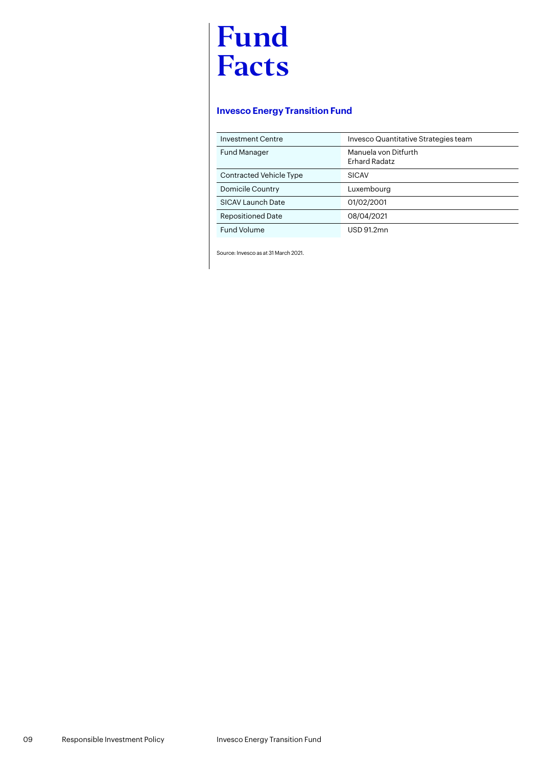# Fund Facts

## Invesco Energy Transition Fund

| | |
|---|---|
| Investment Centre | Invesco Quantitative Strategies team |
| Fund Manager | Manuela von Ditfurth<br>Erhard Radatz |
| Contracted Vehicle Type | SICAV |
| Domicile Country | Luxembourg |
| SICAV Launch Date | 01/02/2001 |
| Repositioned Date | 08/04/2021 |
| Fund Volume | USD 91.2mn |

Source: Invesco as at 31 March 2021.